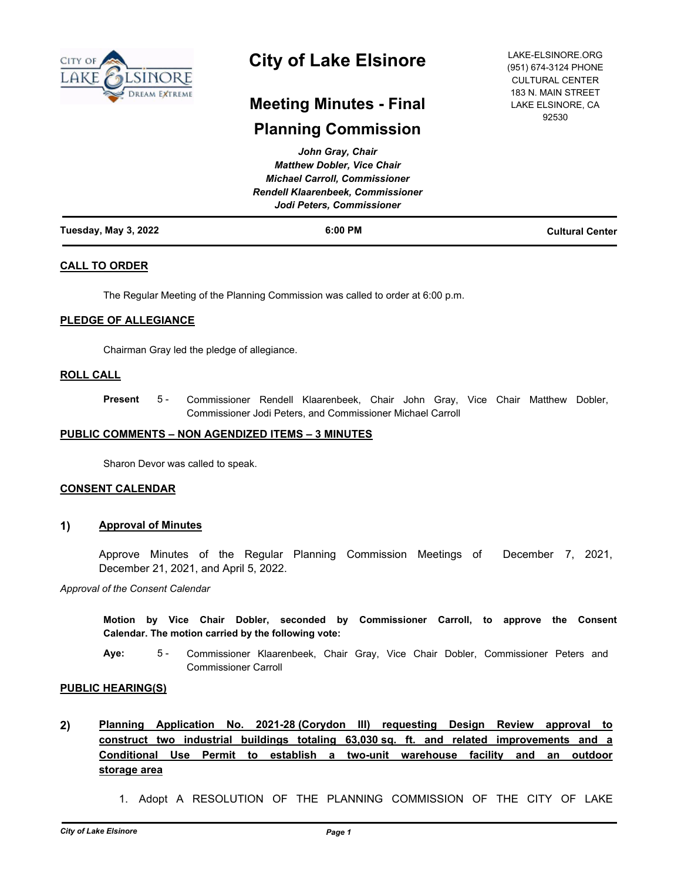# City of Lake Elsinore

LAKE-ELSINORE.ORG
(951) 674-3124 PHONE
CULTURAL CENTER
183 N. MAIN STREET
LAKE ELSINORE, CA
92530

## Meeting Minutes - Final

## Planning Commission

*John Gray, Chair*
*Matthew Dobler, Vice Chair*
*Michael Carroll, Commissioner*
*Rendell Klaarenbeek, Commissioner*
*Jodi Peters, Commissioner*

**Tuesday, May 3, 2022** | **6:00 PM** | **Cultural Center**

---

### CALL TO ORDER

The Regular Meeting of the Planning Commission was called to order at 6:00 p.m.

### PLEDGE OF ALLEGIANCE

Chairman Gray led the pledge of allegiance.

### ROLL CALL

**Present** 5 - Commissioner Rendell Klaarenbeek, Chair John Gray, Vice Chair Matthew Dobler, Commissioner Jodi Peters, and Commissioner Michael Carroll

### PUBLIC COMMENTS – NON AGENDIZED ITEMS – 3 MINUTES

Sharon Devor was called to speak.

### CONSENT CALENDAR

**1) Approval of Minutes**

Approve Minutes of the Regular Planning Commission Meetings of December 7, 2021, December 21, 2021, and April 5, 2022.

*Approval of the Consent Calendar*

**Motion by Vice Chair Dobler, seconded by Commissioner Carroll, to approve the Consent Calendar. The motion carried by the following vote:**

**Aye:** 5 - Commissioner Klaarenbeek, Chair Gray, Vice Chair Dobler, Commissioner Peters and Commissioner Carroll

### PUBLIC HEARING(S)

**2) Planning Application No. 2021-28 (Corydon III) requesting Design Review approval to construct two industrial buildings totaling 63,030 sq. ft. and related improvements and a Conditional Use Permit to establish a two-unit warehouse facility and an outdoor storage area**

1. Adopt A RESOLUTION OF THE PLANNING COMMISSION OF THE CITY OF LAKE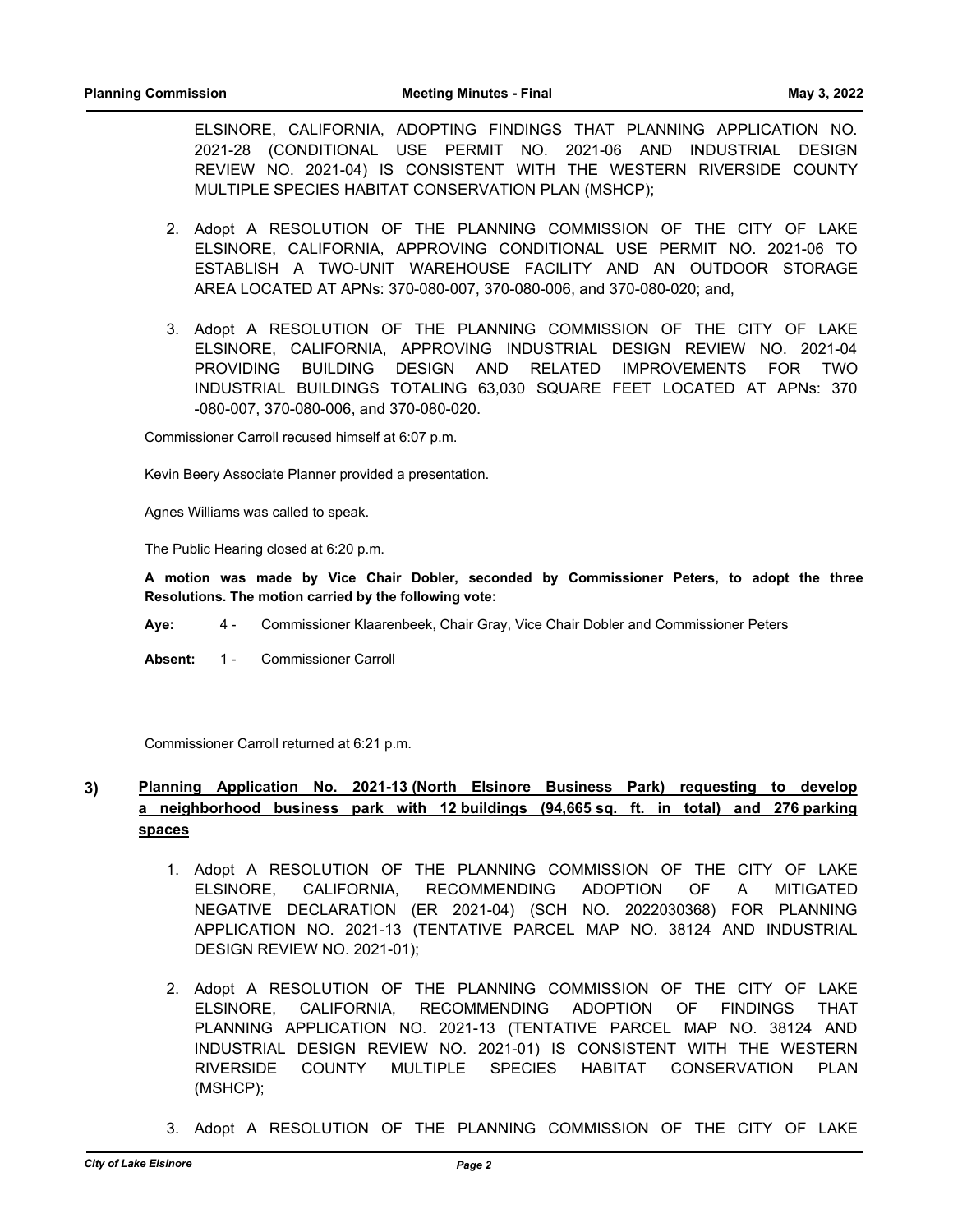ELSINORE, CALIFORNIA, ADOPTING FINDINGS THAT PLANNING APPLICATION NO. 2021-28 (CONDITIONAL USE PERMIT NO. 2021-06 AND INDUSTRIAL DESIGN REVIEW NO. 2021-04) IS CONSISTENT WITH THE WESTERN RIVERSIDE COUNTY MULTIPLE SPECIES HABITAT CONSERVATION PLAN (MSHCP);

2. Adopt A RESOLUTION OF THE PLANNING COMMISSION OF THE CITY OF LAKE ELSINORE, CALIFORNIA, APPROVING CONDITIONAL USE PERMIT NO. 2021-06 TO ESTABLISH A TWO-UNIT WAREHOUSE FACILITY AND AN OUTDOOR STORAGE AREA LOCATED AT APNs: 370-080-007, 370-080-006, and 370-080-020; and,

3. Adopt A RESOLUTION OF THE PLANNING COMMISSION OF THE CITY OF LAKE ELSINORE, CALIFORNIA, APPROVING INDUSTRIAL DESIGN REVIEW NO. 2021-04 PROVIDING BUILDING DESIGN AND RELATED IMPROVEMENTS FOR TWO INDUSTRIAL BUILDINGS TOTALING 63,030 SQUARE FEET LOCATED AT APNs: 370 -080-007, 370-080-006, and 370-080-020.

Commissioner Carroll recused himself at 6:07 p.m.

Kevin Beery Associate Planner provided a presentation.

Agnes Williams was called to speak.

The Public Hearing closed at 6:20 p.m.

**A motion was made by Vice Chair Dobler, seconded by Commissioner Peters, to adopt the three Resolutions. The motion carried by the following vote:**

**Aye:** 4 - Commissioner Klaarenbeek, Chair Gray, Vice Chair Dobler and Commissioner Peters

**Absent:** 1 - Commissioner Carroll

Commissioner Carroll returned at 6:21 p.m.

**3) Planning Application No. 2021-13 (North Elsinore Business Park) requesting to develop a neighborhood business park with 12 buildings (94,665 sq. ft. in total) and 276 parking spaces**

1. Adopt A RESOLUTION OF THE PLANNING COMMISSION OF THE CITY OF LAKE ELSINORE, CALIFORNIA, RECOMMENDING ADOPTION OF A MITIGATED NEGATIVE DECLARATION (ER 2021-04) (SCH NO. 2022030368) FOR PLANNING APPLICATION NO. 2021-13 (TENTATIVE PARCEL MAP NO. 38124 AND INDUSTRIAL DESIGN REVIEW NO. 2021-01);

2. Adopt A RESOLUTION OF THE PLANNING COMMISSION OF THE CITY OF LAKE ELSINORE, CALIFORNIA, RECOMMENDING ADOPTION OF FINDINGS THAT PLANNING APPLICATION NO. 2021-13 (TENTATIVE PARCEL MAP NO. 38124 AND INDUSTRIAL DESIGN REVIEW NO. 2021-01) IS CONSISTENT WITH THE WESTERN RIVERSIDE COUNTY MULTIPLE SPECIES HABITAT CONSERVATION PLAN (MSHCP);

3. Adopt A RESOLUTION OF THE PLANNING COMMISSION OF THE CITY OF LAKE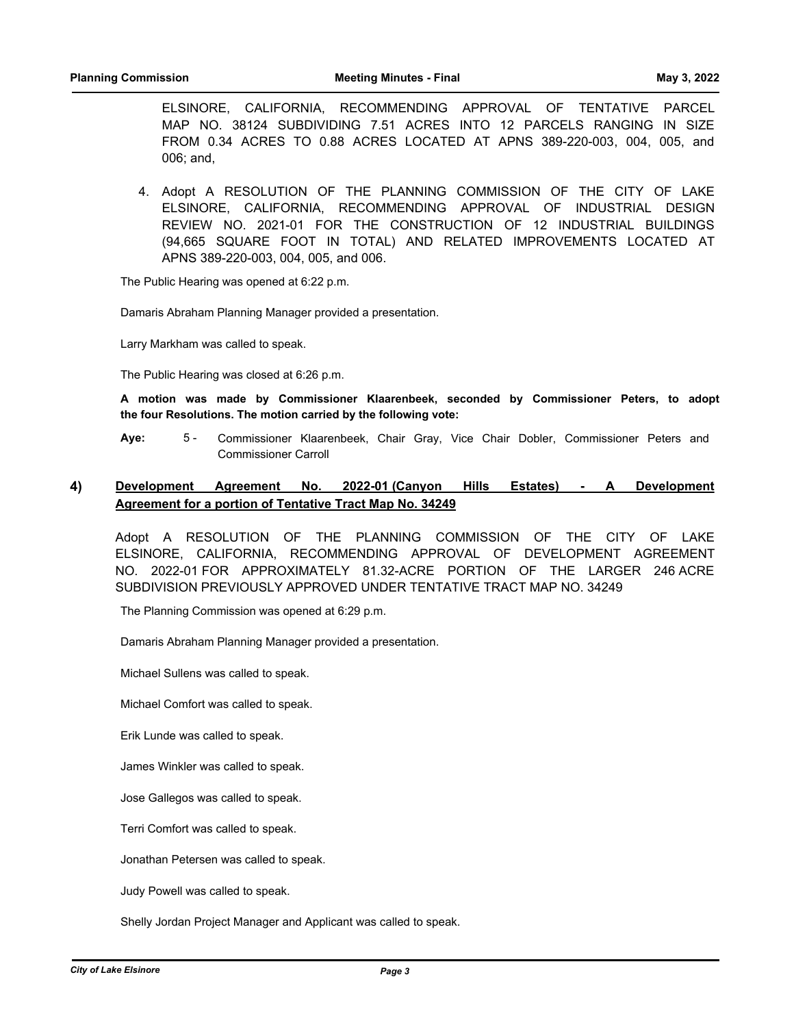ELSINORE, CALIFORNIA, RECOMMENDING APPROVAL OF TENTATIVE PARCEL MAP NO. 38124 SUBDIVIDING 7.51 ACRES INTO 12 PARCELS RANGING IN SIZE FROM 0.34 ACRES TO 0.88 ACRES LOCATED AT APNS 389-220-003, 004, 005, and 006; and,

4. Adopt A RESOLUTION OF THE PLANNING COMMISSION OF THE CITY OF LAKE ELSINORE, CALIFORNIA, RECOMMENDING APPROVAL OF INDUSTRIAL DESIGN REVIEW NO. 2021-01 FOR THE CONSTRUCTION OF 12 INDUSTRIAL BUILDINGS (94,665 SQUARE FOOT IN TOTAL) AND RELATED IMPROVEMENTS LOCATED AT APNS 389-220-003, 004, 005, and 006.

The Public Hearing was opened at 6:22 p.m.

Damaris Abraham Planning Manager provided a presentation.

Larry Markham was called to speak.

The Public Hearing was closed at 6:26 p.m.

**A motion was made by Commissioner Klaarenbeek, seconded by Commissioner Peters, to adopt the four Resolutions. The motion carried by the following vote:**

**Aye:** 5 - Commissioner Klaarenbeek, Chair Gray, Vice Chair Dobler, Commissioner Peters and Commissioner Carroll

## 4) Development Agreement No. 2022-01 (Canyon Hills Estates) - A Development Agreement for a portion of Tentative Tract Map No. 34249

Adopt A RESOLUTION OF THE PLANNING COMMISSION OF THE CITY OF LAKE ELSINORE, CALIFORNIA, RECOMMENDING APPROVAL OF DEVELOPMENT AGREEMENT NO. 2022-01 FOR APPROXIMATELY 81.32-ACRE PORTION OF THE LARGER 246 ACRE SUBDIVISION PREVIOUSLY APPROVED UNDER TENTATIVE TRACT MAP NO. 34249

The Planning Commission was opened at 6:29 p.m.

Damaris Abraham Planning Manager provided a presentation.

Michael Sullens was called to speak.

Michael Comfort was called to speak.

Erik Lunde was called to speak.

James Winkler was called to speak.

Jose Gallegos was called to speak.

Terri Comfort was called to speak.

Jonathan Petersen was called to speak.

Judy Powell was called to speak.

Shelly Jordan Project Manager and Applicant was called to speak.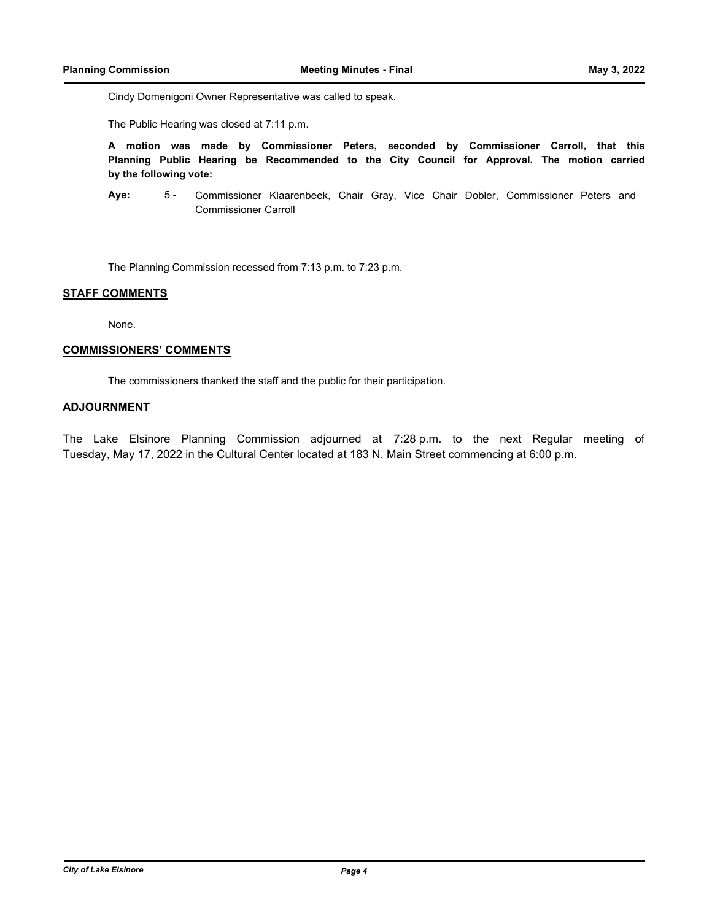Cindy Domenigoni Owner Representative was called to speak.

The Public Hearing was closed at 7:11 p.m.

**A motion was made by Commissioner Peters, seconded by Commissioner Carroll, that this Planning Public Hearing be Recommended to the City Council for Approval. The motion carried by the following vote:**

**Aye:** 5 - Commissioner Klaarenbeek, Chair Gray, Vice Chair Dobler, Commissioner Peters and Commissioner Carroll

The Planning Commission recessed from 7:13 p.m. to 7:23 p.m.

## STAFF COMMENTS

None.

## COMMISSIONERS' COMMENTS

The commissioners thanked the staff and the public for their participation.

## ADJOURNMENT

The Lake Elsinore Planning Commission adjourned at 7:28 p.m. to the next Regular meeting of Tuesday, May 17, 2022 in the Cultural Center located at 183 N. Main Street commencing at 6:00 p.m.